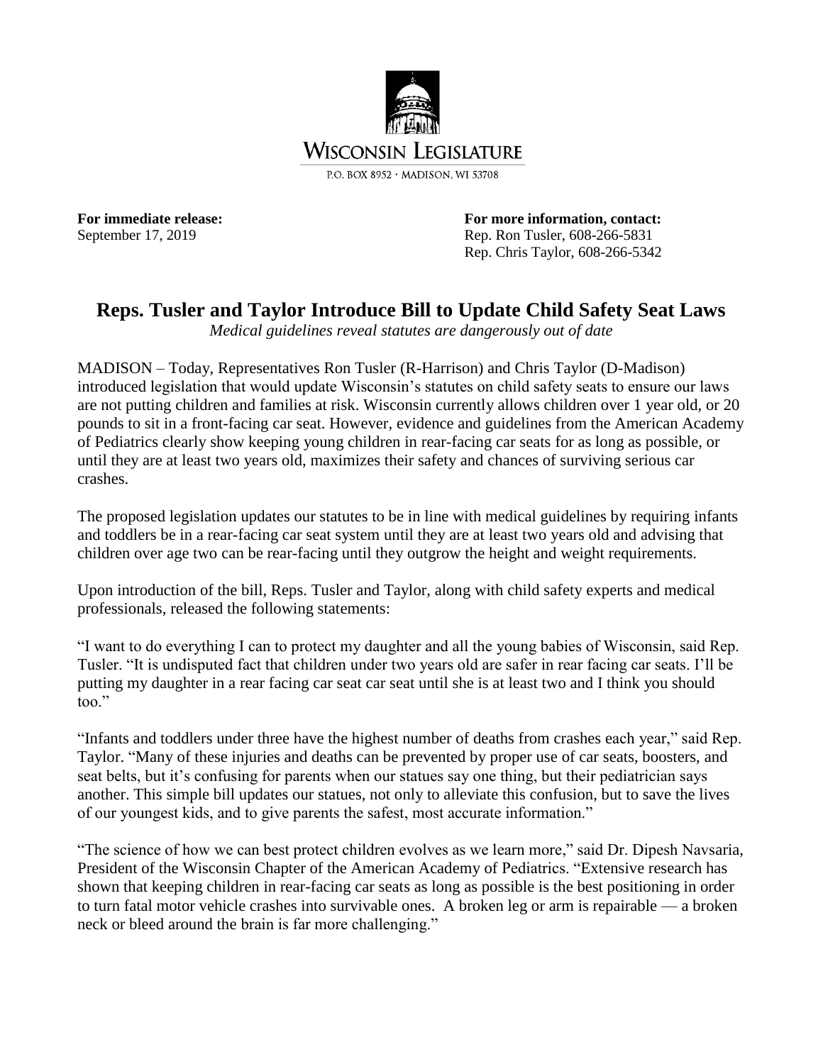**WISCONSIN LEGISLATURE**

P.O. BOX 8952 · MADISON, WI 53708

**For immediate release:**
September 17, 2019

**For more information, contact:**
Rep. Ron Tusler, 608-266-5831
Rep. Chris Taylor, 608-266-5342

# Reps. Tusler and Taylor Introduce Bill to Update Child Safety Seat Laws

*Medical guidelines reveal statutes are dangerously out of date*

MADISON – Today, Representatives Ron Tusler (R-Harrison) and Chris Taylor (D-Madison) introduced legislation that would update Wisconsin's statutes on child safety seats to ensure our laws are not putting children and families at risk. Wisconsin currently allows children over 1 year old, or 20 pounds to sit in a front-facing car seat. However, evidence and guidelines from the American Academy of Pediatrics clearly show keeping young children in rear-facing car seats for as long as possible, or until they are at least two years old, maximizes their safety and chances of surviving serious car crashes.

The proposed legislation updates our statutes to be in line with medical guidelines by requiring infants and toddlers be in a rear-facing car seat system until they are at least two years old and advising that children over age two can be rear-facing until they outgrow the height and weight requirements.

Upon introduction of the bill, Reps. Tusler and Taylor, along with child safety experts and medical professionals, released the following statements:

"I want to do everything I can to protect my daughter and all the young babies of Wisconsin, said Rep. Tusler. "It is undisputed fact that children under two years old are safer in rear facing car seats. I'll be putting my daughter in a rear facing car seat car seat until she is at least two and I think you should too."

"Infants and toddlers under three have the highest number of deaths from crashes each year," said Rep. Taylor. "Many of these injuries and deaths can be prevented by proper use of car seats, boosters, and seat belts, but it's confusing for parents when our statues say one thing, but their pediatrician says another. This simple bill updates our statues, not only to alleviate this confusion, but to save the lives of our youngest kids, and to give parents the safest, most accurate information."

"The science of how we can best protect children evolves as we learn more," said Dr. Dipesh Navsaria, President of the Wisconsin Chapter of the American Academy of Pediatrics. "Extensive research has shown that keeping children in rear-facing car seats as long as possible is the best positioning in order to turn fatal motor vehicle crashes into survivable ones. A broken leg or arm is repairable — a broken neck or bleed around the brain is far more challenging."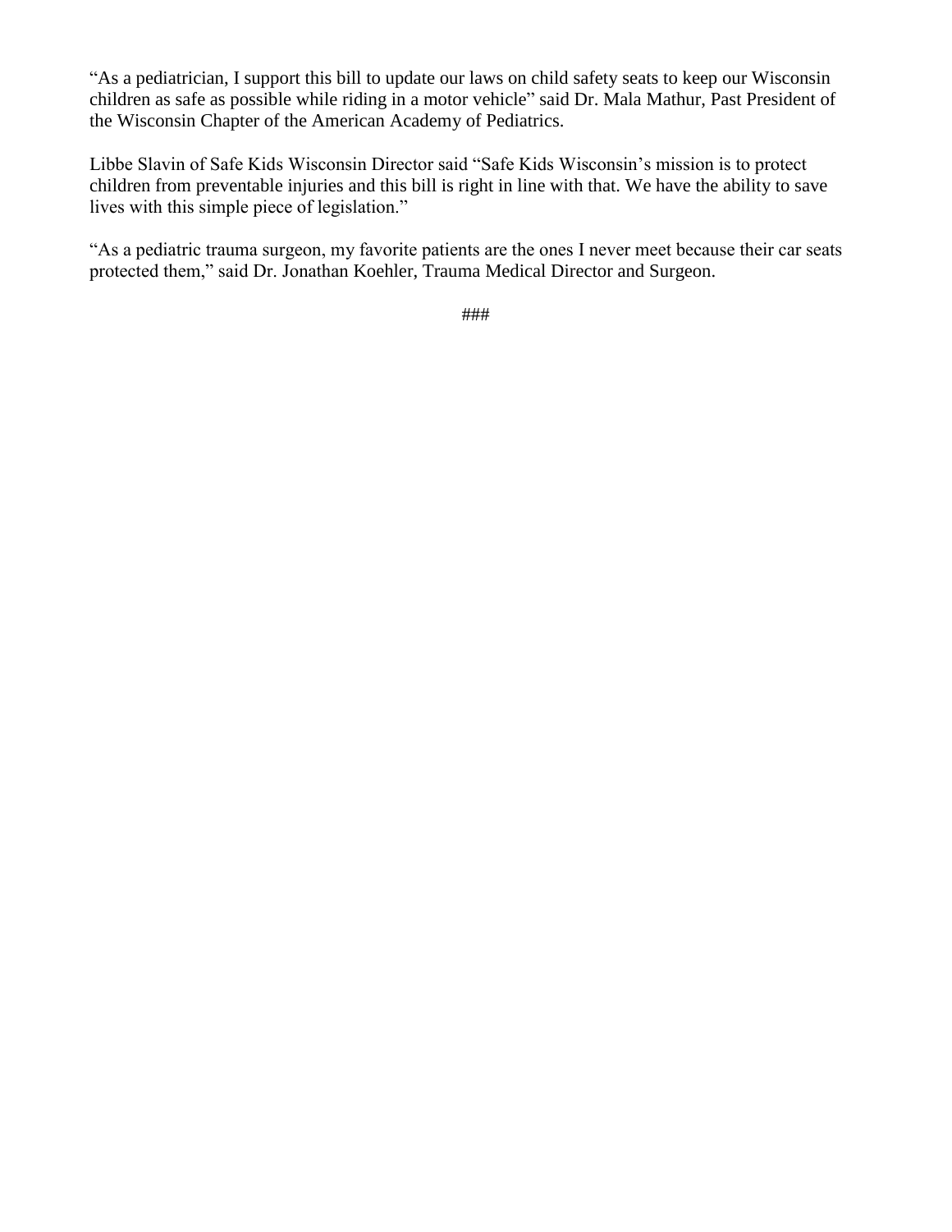"As a pediatrician, I support this bill to update our laws on child safety seats to keep our Wisconsin children as safe as possible while riding in a motor vehicle" said Dr. Mala Mathur, Past President of the Wisconsin Chapter of the American Academy of Pediatrics.

Libbe Slavin of Safe Kids Wisconsin Director said "Safe Kids Wisconsin's mission is to protect children from preventable injuries and this bill is right in line with that. We have the ability to save lives with this simple piece of legislation."

"As a pediatric trauma surgeon, my favorite patients are the ones I never meet because their car seats protected them," said Dr. Jonathan Koehler, Trauma Medical Director and Surgeon.

###